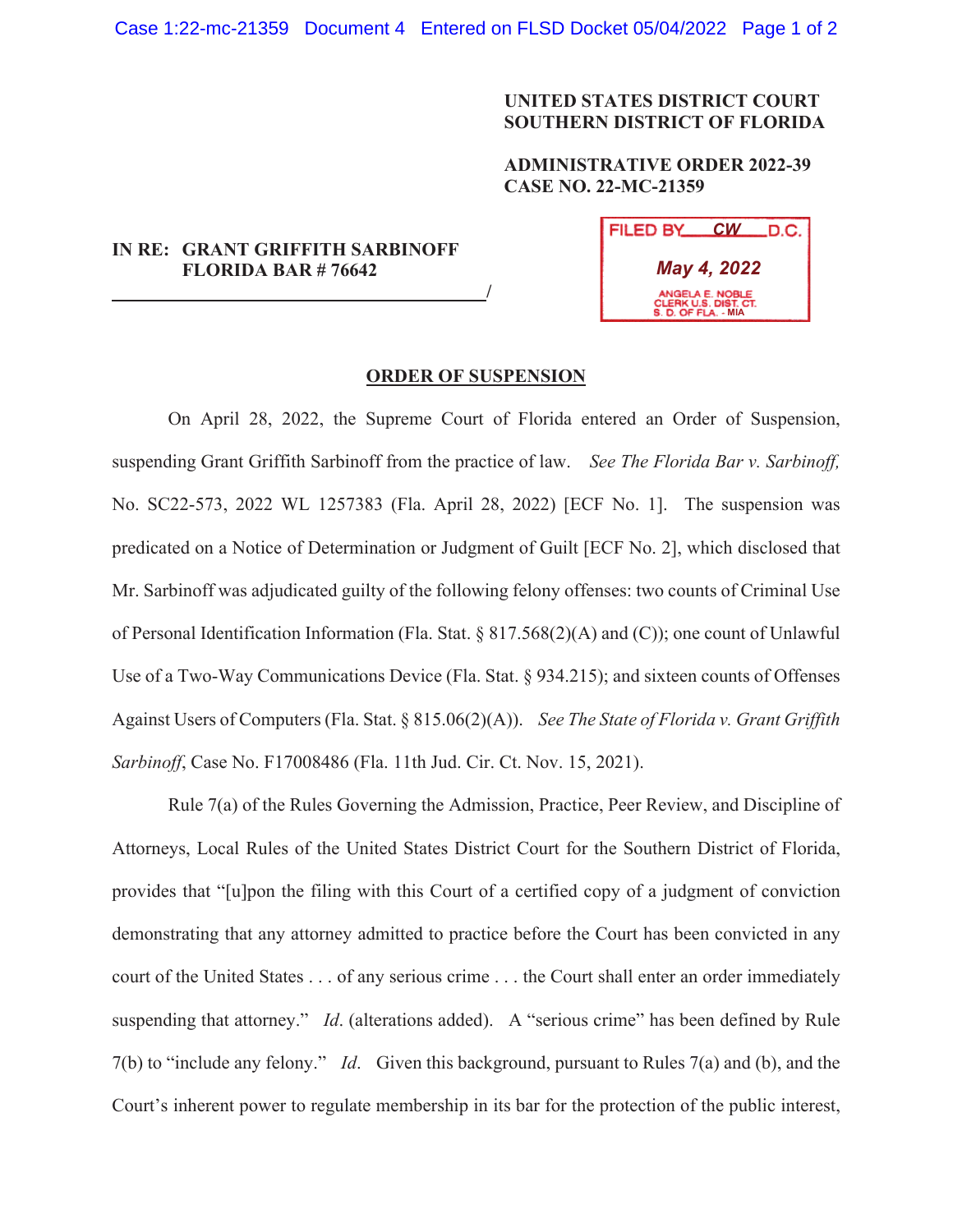**UNITED STATES DISTRICT COURT**
**SOUTHERN DISTRICT OF FLORIDA**

**ADMINISTRATIVE ORDER 2022-39**
**CASE NO. 22-MC-21359**

**IN RE: GRANT GRIFFITH SARBINOFF**
**FLORIDA BAR # 76642**
______________________________________/

FILED BY CW D.C.
May 4, 2022
ANGELA E. NOBLE
CLERK U.S. DIST. CT.
S. D. OF FLA. - MIA

**ORDER OF SUSPENSION**

On April 28, 2022, the Supreme Court of Florida entered an Order of Suspension, suspending Grant Griffith Sarbinoff from the practice of law. *See The Florida Bar v. Sarbinoff,* No. SC22-573, 2022 WL 1257383 (Fla. April 28, 2022) [ECF No. 1]. The suspension was predicated on a Notice of Determination or Judgment of Guilt [ECF No. 2], which disclosed that Mr. Sarbinoff was adjudicated guilty of the following felony offenses: two counts of Criminal Use of Personal Identification Information (Fla. Stat. § 817.568(2)(A) and (C)); one count of Unlawful Use of a Two-Way Communications Device (Fla. Stat. § 934.215); and sixteen counts of Offenses Against Users of Computers (Fla. Stat. § 815.06(2)(A)). *See The State of Florida v. Grant Griffith Sarbinoff*, Case No. F17008486 (Fla. 11th Jud. Cir. Ct. Nov. 15, 2021).

Rule 7(a) of the Rules Governing the Admission, Practice, Peer Review, and Discipline of Attorneys, Local Rules of the United States District Court for the Southern District of Florida, provides that "[u]pon the filing with this Court of a certified copy of a judgment of conviction demonstrating that any attorney admitted to practice before the Court has been convicted in any court of the United States . . . of any serious crime . . . the Court shall enter an order immediately suspending that attorney." *Id*. (alterations added). A "serious crime" has been defined by Rule 7(b) to "include any felony." *Id*. Given this background, pursuant to Rules 7(a) and (b), and the Court's inherent power to regulate membership in its bar for the protection of the public interest,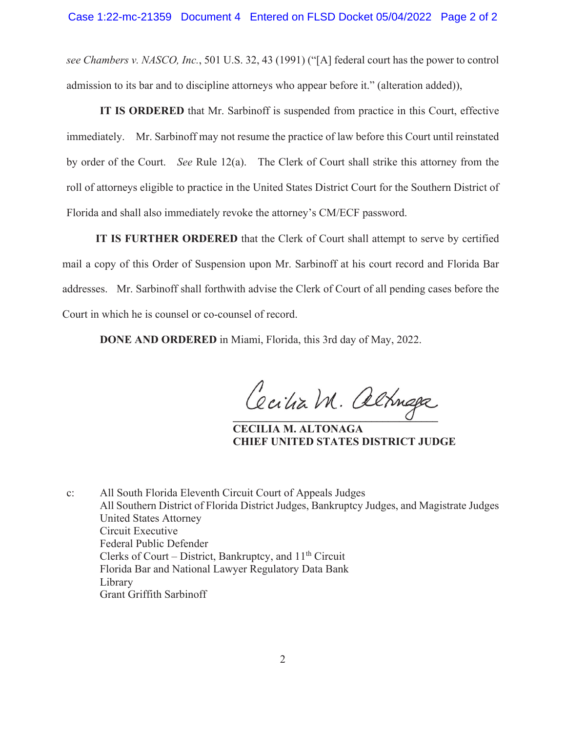*see Chambers v. NASCO, Inc.*, 501 U.S. 32, 43 (1991) ("[A] federal court has the power to control admission to its bar and to discipline attorneys who appear before it." (alteration added)),

**IT IS ORDERED** that Mr. Sarbinoff is suspended from practice in this Court, effective immediately. Mr. Sarbinoff may not resume the practice of law before this Court until reinstated by order of the Court. *See* Rule 12(a). The Clerk of Court shall strike this attorney from the roll of attorneys eligible to practice in the United States District Court for the Southern District of Florida and shall also immediately revoke the attorney's CM/ECF password.

**IT IS FURTHER ORDERED** that the Clerk of Court shall attempt to serve by certified mail a copy of this Order of Suspension upon Mr. Sarbinoff at his court record and Florida Bar addresses. Mr. Sarbinoff shall forthwith advise the Clerk of Court of all pending cases before the Court in which he is counsel or co-counsel of record.

**DONE AND ORDERED** in Miami, Florida, this 3rd day of May, 2022.

Cecilia M. Altonaga

**CECILIA M. ALTONAGA**
**CHIEF UNITED STATES DISTRICT JUDGE**

c: All South Florida Eleventh Circuit Court of Appeals Judges
All Southern District of Florida District Judges, Bankruptcy Judges, and Magistrate Judges
United States Attorney
Circuit Executive
Federal Public Defender
Clerks of Court – District, Bankruptcy, and 11th Circuit
Florida Bar and National Lawyer Regulatory Data Bank
Library
Grant Griffith Sarbinoff